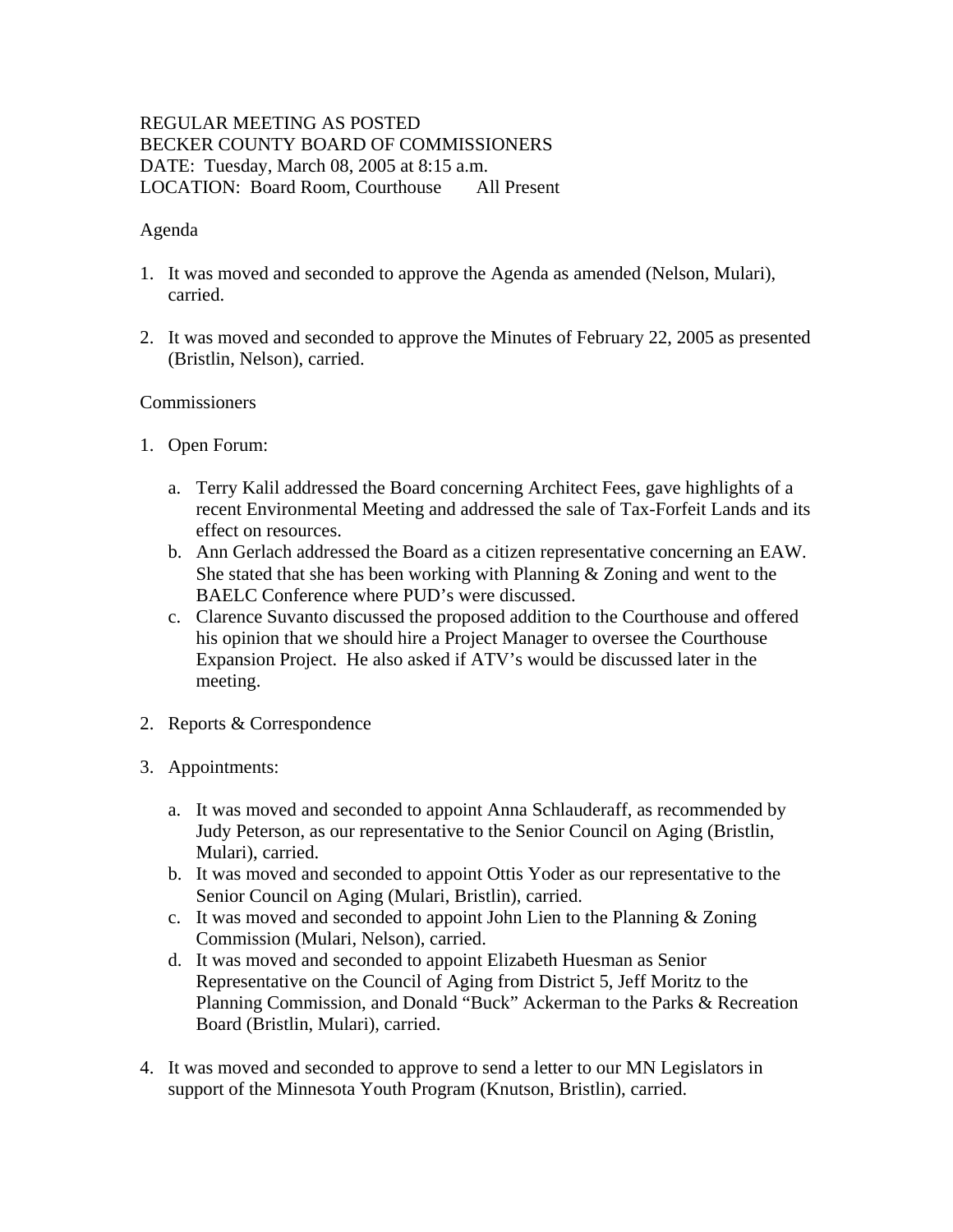REGULAR MEETING AS POSTED
BECKER COUNTY BOARD OF COMMISSIONERS
DATE: Tuesday, March 08, 2005 at 8:15 a.m.
LOCATION: Board Room, Courthouse All Present

Agenda

1. It was moved and seconded to approve the Agenda as amended (Nelson, Mulari), carried.

2. It was moved and seconded to approve the Minutes of February 22, 2005 as presented (Bristlin, Nelson), carried.

Commissioners

1. Open Forum:

   a. Terry Kalil addressed the Board concerning Architect Fees, gave highlights of a recent Environmental Meeting and addressed the sale of Tax-Forfeit Lands and its effect on resources.
   b. Ann Gerlach addressed the Board as a citizen representative concerning an EAW. She stated that she has been working with Planning & Zoning and went to the BAELC Conference where PUD's were discussed.
   c. Clarence Suvanto discussed the proposed addition to the Courthouse and offered his opinion that we should hire a Project Manager to oversee the Courthouse Expansion Project. He also asked if ATV's would be discussed later in the meeting.

2. Reports & Correspondence

3. Appointments:

   a. It was moved and seconded to appoint Anna Schlauderaff, as recommended by Judy Peterson, as our representative to the Senior Council on Aging (Bristlin, Mulari), carried.
   b. It was moved and seconded to appoint Ottis Yoder as our representative to the Senior Council on Aging (Mulari, Bristlin), carried.
   c. It was moved and seconded to appoint John Lien to the Planning & Zoning Commission (Mulari, Nelson), carried.
   d. It was moved and seconded to appoint Elizabeth Huesman as Senior Representative on the Council of Aging from District 5, Jeff Moritz to the Planning Commission, and Donald "Buck" Ackerman to the Parks & Recreation Board (Bristlin, Mulari), carried.

4. It was moved and seconded to approve to send a letter to our MN Legislators in support of the Minnesota Youth Program (Knutson, Bristlin), carried.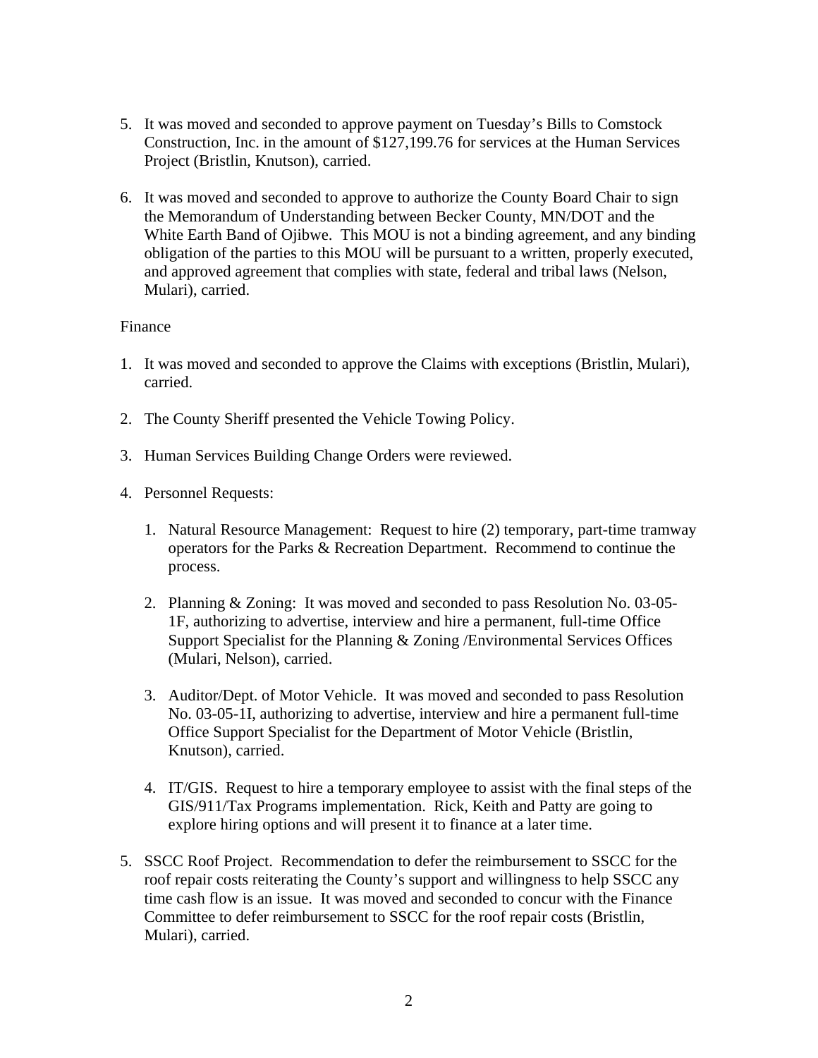5. It was moved and seconded to approve payment on Tuesday's Bills to Comstock Construction, Inc. in the amount of $127,199.76 for services at the Human Services Project (Bristlin, Knutson), carried.

6. It was moved and seconded to approve to authorize the County Board Chair to sign the Memorandum of Understanding between Becker County, MN/DOT and the White Earth Band of Ojibwe. This MOU is not a binding agreement, and any binding obligation of the parties to this MOU will be pursuant to a written, properly executed, and approved agreement that complies with state, federal and tribal laws (Nelson, Mulari), carried.

Finance

1. It was moved and seconded to approve the Claims with exceptions (Bristlin, Mulari), carried.

2. The County Sheriff presented the Vehicle Towing Policy.

3. Human Services Building Change Orders were reviewed.

4. Personnel Requests:

    1. Natural Resource Management: Request to hire (2) temporary, part-time tramway operators for the Parks & Recreation Department. Recommend to continue the process.

    2. Planning & Zoning: It was moved and seconded to pass Resolution No. 03-05-1F, authorizing to advertise, interview and hire a permanent, full-time Office Support Specialist for the Planning & Zoning /Environmental Services Offices (Mulari, Nelson), carried.

    3. Auditor/Dept. of Motor Vehicle. It was moved and seconded to pass Resolution No. 03-05-1I, authorizing to advertise, interview and hire a permanent full-time Office Support Specialist for the Department of Motor Vehicle (Bristlin, Knutson), carried.

    4. IT/GIS. Request to hire a temporary employee to assist with the final steps of the GIS/911/Tax Programs implementation. Rick, Keith and Patty are going to explore hiring options and will present it to finance at a later time.

5. SSCC Roof Project. Recommendation to defer the reimbursement to SSCC for the roof repair costs reiterating the County's support and willingness to help SSCC any time cash flow is an issue. It was moved and seconded to concur with the Finance Committee to defer reimbursement to SSCC for the roof repair costs (Bristlin, Mulari), carried.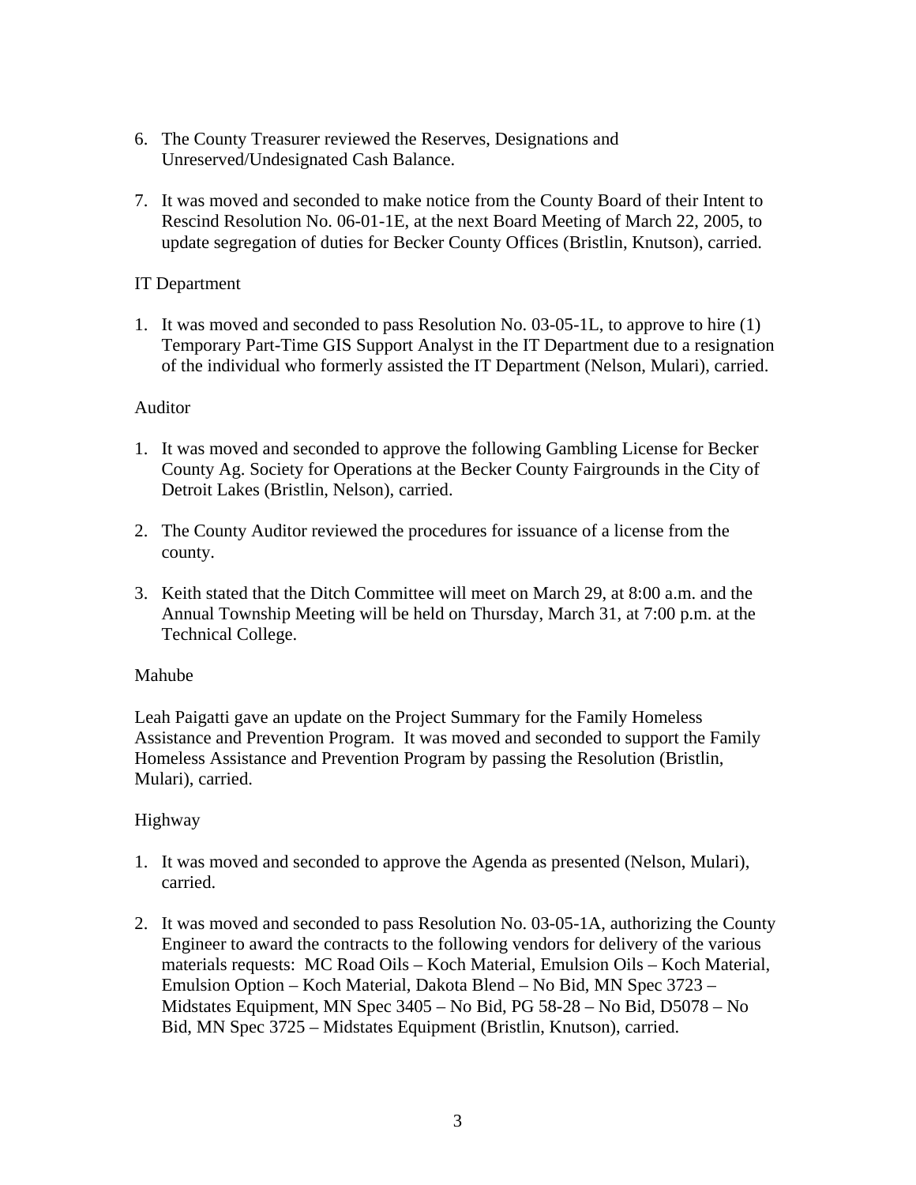6. The County Treasurer reviewed the Reserves, Designations and Unreserved/Undesignated Cash Balance.

7. It was moved and seconded to make notice from the County Board of their Intent to Rescind Resolution No. 06-01-1E, at the next Board Meeting of March 22, 2005, to update segregation of duties for Becker County Offices (Bristlin, Knutson), carried.

IT Department

1. It was moved and seconded to pass Resolution No. 03-05-1L, to approve to hire (1) Temporary Part-Time GIS Support Analyst in the IT Department due to a resignation of the individual who formerly assisted the IT Department (Nelson, Mulari), carried.

Auditor

1. It was moved and seconded to approve the following Gambling License for Becker County Ag. Society for Operations at the Becker County Fairgrounds in the City of Detroit Lakes (Bristlin, Nelson), carried.

2. The County Auditor reviewed the procedures for issuance of a license from the county.

3. Keith stated that the Ditch Committee will meet on March 29, at 8:00 a.m. and the Annual Township Meeting will be held on Thursday, March 31, at 7:00 p.m. at the Technical College.

Mahube

Leah Paigatti gave an update on the Project Summary for the Family Homeless Assistance and Prevention Program. It was moved and seconded to support the Family Homeless Assistance and Prevention Program by passing the Resolution (Bristlin, Mulari), carried.

Highway

1. It was moved and seconded to approve the Agenda as presented (Nelson, Mulari), carried.

2. It was moved and seconded to pass Resolution No. 03-05-1A, authorizing the County Engineer to award the contracts to the following vendors for delivery of the various materials requests: MC Road Oils – Koch Material, Emulsion Oils – Koch Material, Emulsion Option – Koch Material, Dakota Blend – No Bid, MN Spec 3723 – Midstates Equipment, MN Spec 3405 – No Bid, PG 58-28 – No Bid, D5078 – No Bid, MN Spec 3725 – Midstates Equipment (Bristlin, Knutson), carried.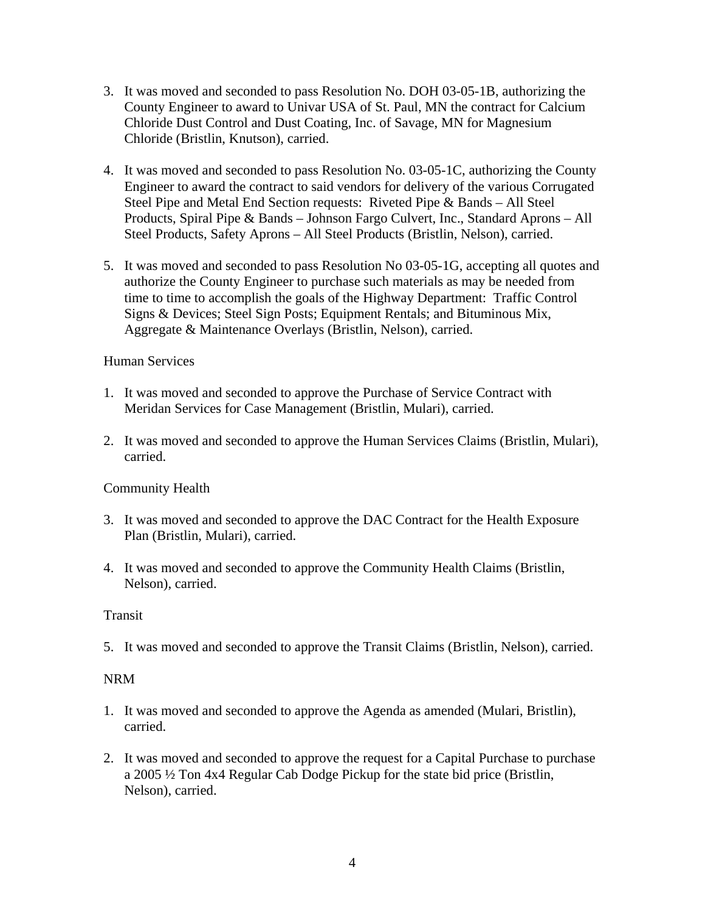3. It was moved and seconded to pass Resolution No. DOH 03-05-1B, authorizing the County Engineer to award to Univar USA of St. Paul, MN the contract for Calcium Chloride Dust Control and Dust Coating, Inc. of Savage, MN for Magnesium Chloride (Bristlin, Knutson), carried.

4. It was moved and seconded to pass Resolution No. 03-05-1C, authorizing the County Engineer to award the contract to said vendors for delivery of the various Corrugated Steel Pipe and Metal End Section requests: Riveted Pipe & Bands – All Steel Products, Spiral Pipe & Bands – Johnson Fargo Culvert, Inc., Standard Aprons – All Steel Products, Safety Aprons – All Steel Products (Bristlin, Nelson), carried.

5. It was moved and seconded to pass Resolution No 03-05-1G, accepting all quotes and authorize the County Engineer to purchase such materials as may be needed from time to time to accomplish the goals of the Highway Department: Traffic Control Signs & Devices; Steel Sign Posts; Equipment Rentals; and Bituminous Mix, Aggregate & Maintenance Overlays (Bristlin, Nelson), carried.

Human Services

1. It was moved and seconded to approve the Purchase of Service Contract with Meridan Services for Case Management (Bristlin, Mulari), carried.

2. It was moved and seconded to approve the Human Services Claims (Bristlin, Mulari), carried.

Community Health

3. It was moved and seconded to approve the DAC Contract for the Health Exposure Plan (Bristlin, Mulari), carried.

4. It was moved and seconded to approve the Community Health Claims (Bristlin, Nelson), carried.

Transit

5. It was moved and seconded to approve the Transit Claims (Bristlin, Nelson), carried.

NRM

1. It was moved and seconded to approve the Agenda as amended (Mulari, Bristlin), carried.

2. It was moved and seconded to approve the request for a Capital Purchase to purchase a 2005 ½ Ton 4x4 Regular Cab Dodge Pickup for the state bid price (Bristlin, Nelson), carried.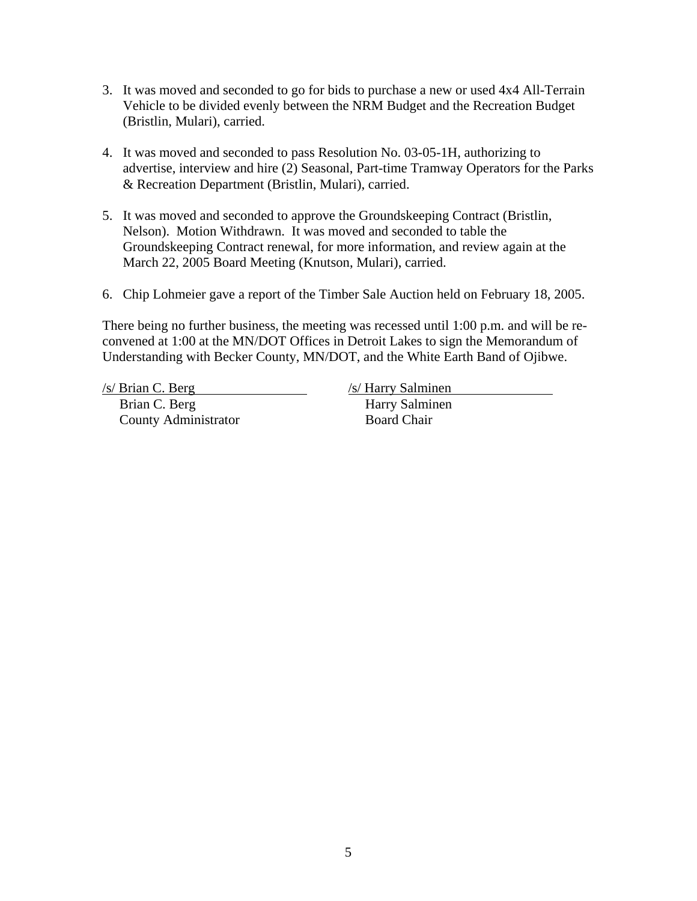3. It was moved and seconded to go for bids to purchase a new or used 4x4 All-Terrain Vehicle to be divided evenly between the NRM Budget and the Recreation Budget (Bristlin, Mulari), carried.

4. It was moved and seconded to pass Resolution No. 03-05-1H, authorizing to advertise, interview and hire (2) Seasonal, Part-time Tramway Operators for the Parks & Recreation Department (Bristlin, Mulari), carried.

5. It was moved and seconded to approve the Groundskeeping Contract (Bristlin, Nelson). Motion Withdrawn. It was moved and seconded to table the Groundskeeping Contract renewal, for more information, and review again at the March 22, 2005 Board Meeting (Knutson, Mulari), carried.

6. Chip Lohmeier gave a report of the Timber Sale Auction held on February 18, 2005.

There being no further business, the meeting was recessed until 1:00 p.m. and will be re-convened at 1:00 at the MN/DOT Offices in Detroit Lakes to sign the Memorandum of Understanding with Becker County, MN/DOT, and the White Earth Band of Ojibwe.

/s/ Brian C. Berg
Brian C. Berg
County Administrator

/s/ Harry Salminen
Harry Salminen
Board Chair